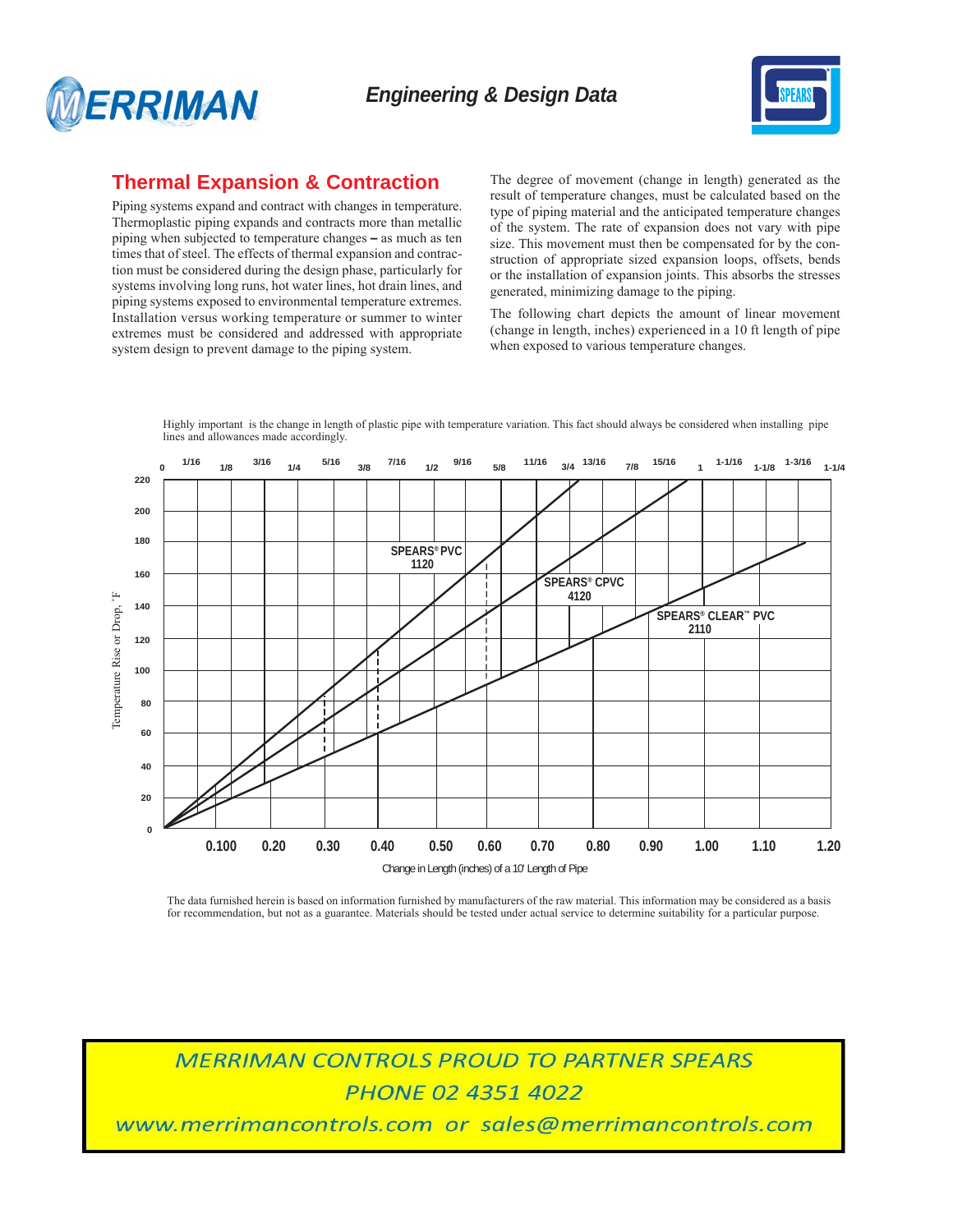# Engineering & Design Data

## Thermal Expansion & Contraction

Piping systems expand and contract with changes in temperature. Thermoplastic piping expands and contracts more than metallic piping when subjected to temperature changes – as much as ten times that of steel. The effects of thermal expansion and contraction must be considered during the design phase, particularly for systems involving long runs, hot water lines, hot drain lines, and piping systems exposed to environmental temperature extremes. Installation versus working temperature or summer to winter extremes must be considered and addressed with appropriate system design to prevent damage to the piping system.

The degree of movement (change in length) generated as the result of temperature changes, must be calculated based on the type of piping material and the anticipated temperature changes of the system. The rate of expansion does not vary with pipe size. This movement must then be compensated for by the construction of appropriate sized expansion loops, offsets, bends or the installation of expansion joints. This absorbs the stresses generated, minimizing damage to the piping.

The following chart depicts the amount of linear movement (change in length, inches) experienced in a 10 ft length of pipe when exposed to various temperature changes.

Highly important is the change in length of plastic pipe with temperature variation. This fact should always be considered when installing pipe lines and allowances made accordingly.

Top axis (inches): 0, 1/16, 1/8, 3/16, 1/4, 5/16, 3/8, 7/16, 1/2, 9/16, 5/8, 11/16, 3/4, 13/16, 7/8, 15/16, 1, 1-1/16, 1-1/8, 1-3/16, 1-1/4

Vertical axis: Temperature Rise or Drop, °F (0, 20, 40, 60, 80, 100, 120, 140, 160, 180, 200, 220)

Lines: SPEARS® PVC 1120; SPEARS® CPVC 4120; SPEARS® CLEAR™ PVC 2110

Horizontal axis: 0.100, 0.20, 0.30, 0.40, 0.50, 0.60, 0.70, 0.80, 0.90, 1.00, 1.10, 1.20

Change in Length (inches) of a 10' Length of Pipe

The data furnished herein is based on information furnished by manufacturers of the raw material. This information may be considered as a basis for recommendation, but not as a guarantee. Materials should be tested under actual service to determine suitability for a particular purpose.

*MERRIMAN CONTROLS PROUD TO PARTNER SPEARS*

*PHONE 02 4351 4022*

*www.merrimancontrols.com or sales@merrimancontrols.com*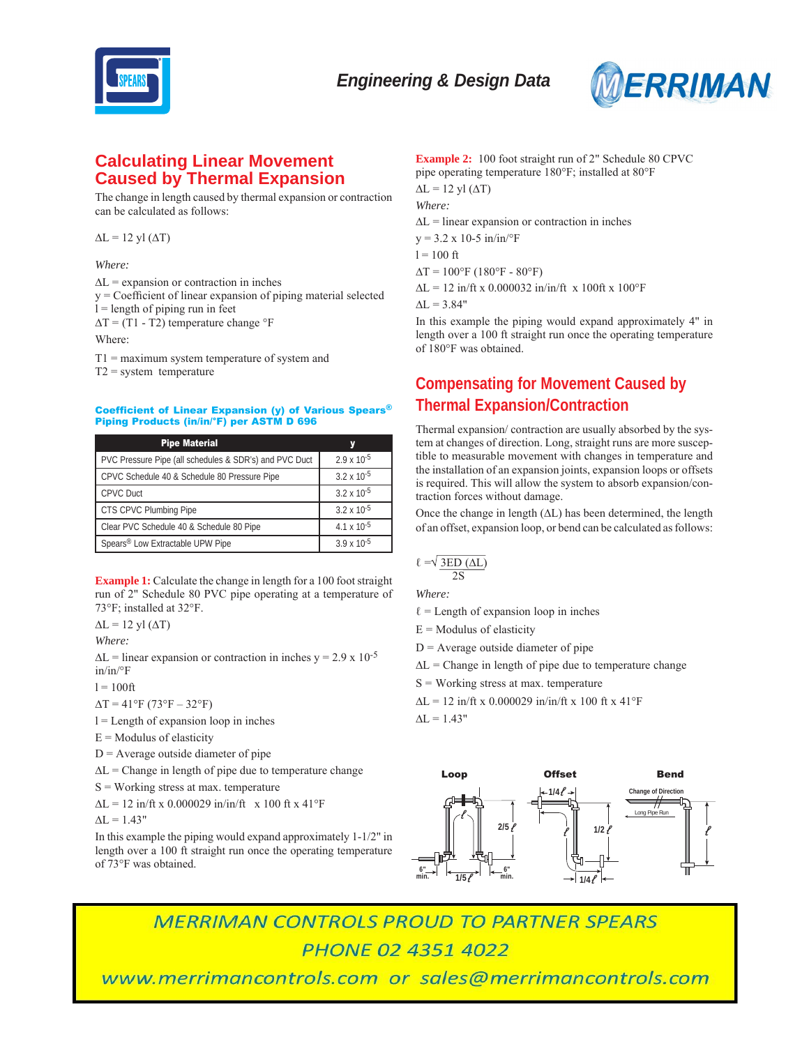## Calculating Linear Movement Caused by Thermal Expansion

The change in length caused by thermal expansion or contraction can be calculated as follows:

$\Delta L = 12\ yl\ (\Delta T)$

*Where:*

$\Delta L$ = expansion or contraction in inches
y = Coefficient of linear expansion of piping material selected
l = length of piping run in feet
$\Delta T$ = (T1 - T2) temperature change °F

Where:

T1 = maximum system temperature of system and
T2 = system temperature

**Coefficient of Linear Expansion (y) of Various Spears® Piping Products (in/in/°F) per ASTM D 696**

| Pipe Material | y |
|---|---|
| PVC Pressure Pipe (all schedules & SDR's) and PVC Duct | $2.9 \times 10^{-5}$ |
| CPVC Schedule 40 & Schedule 80 Pressure Pipe | $3.2 \times 10^{-5}$ |
| CPVC Duct | $3.2 \times 10^{-5}$ |
| CTS CPVC Plumbing Pipe | $3.2 \times 10^{-5}$ |
| Clear PVC Schedule 40 & Schedule 80 Pipe | $4.1 \times 10^{-5}$ |
| Spears® Low Extractable UPW Pipe | $3.9 \times 10^{-5}$ |

**Example 1:** Calculate the change in length for a 100 foot straight run of 2" Schedule 80 PVC pipe operating at a temperature of 73°F; installed at 32°F.

$\Delta L = 12\ yl\ (\Delta T)$

*Where:*

$\Delta L$ = linear expansion or contraction in inches y = $2.9 \times 10^{-5}$ in/in/°F

l = 100ft

$\Delta T$ = 41°F (73°F – 32°F)

l = Length of expansion loop in inches

E = Modulus of elasticity

D = Average outside diameter of pipe

$\Delta L$ = Change in length of pipe due to temperature change

S = Working stress at max. temperature

$\Delta L$ = 12 in/ft x 0.000029 in/in/ft x 100 ft x 41°F

$\Delta L$ = 1.43"

In this example the piping would expand approximately 1-1/2" in length over a 100 ft straight run once the operating temperature of 73°F was obtained.

**Example 2:** 100 foot straight run of 2" Schedule 80 CPVC pipe operating temperature 180°F; installed at 80°F

$\Delta L = 12\ yl\ (\Delta T)$

*Where:*

$\Delta L$ = linear expansion or contraction in inches

y = 3.2 x 10-5 in/in/°F

l = 100 ft

$\Delta T$ = 100°F (180°F - 80°F)

$\Delta L$ = 12 in/ft x 0.000032 in/in/ft x 100ft x 100°F

$\Delta L$ = 3.84"

In this example the piping would expand approximately 4" in length over a 100 ft straight run once the operating temperature of 180°F was obtained.

## Compensating for Movement Caused by Thermal Expansion/Contraction

Thermal expansion/ contraction are usually absorbed by the system at changes of direction. Long, straight runs are more susceptible to measurable movement with changes in temperature and the installation of an expansion joints, expansion loops or offsets is required. This will allow the system to absorb expansion/contraction forces without damage.

Once the change in length ($\Delta L$) has been determined, the length of an offset, expansion loop, or bend can be calculated as follows:

$$\ell = \sqrt{\frac{3ED\ (\Delta L)}{2S}}$$

*Where:*

$\ell$ = Length of expansion loop in inches

E = Modulus of elasticity

D = Average outside diameter of pipe

$\Delta L$ = Change in length of pipe due to temperature change

S = Working stress at max. temperature

$\Delta L$ = 12 in/ft x 0.000029 in/in/ft x 100 ft x 41°F

$\Delta L$ = 1.43"

**Loop** — 2/5 $\ell$; 1/5 $\ell$; 6" min.; 6" min.

**Offset** — 1/4 $\ell$; 1/2 $\ell$; 1/4 $\ell$

**Bend** — Change of Direction; Long Pipe Run; $\ell$

MERRIMAN CONTROLS PROUD TO PARTNER SPEARS
PHONE 02 4351 4022
www.merrimancontrols.com or sales@merrimancontrols.com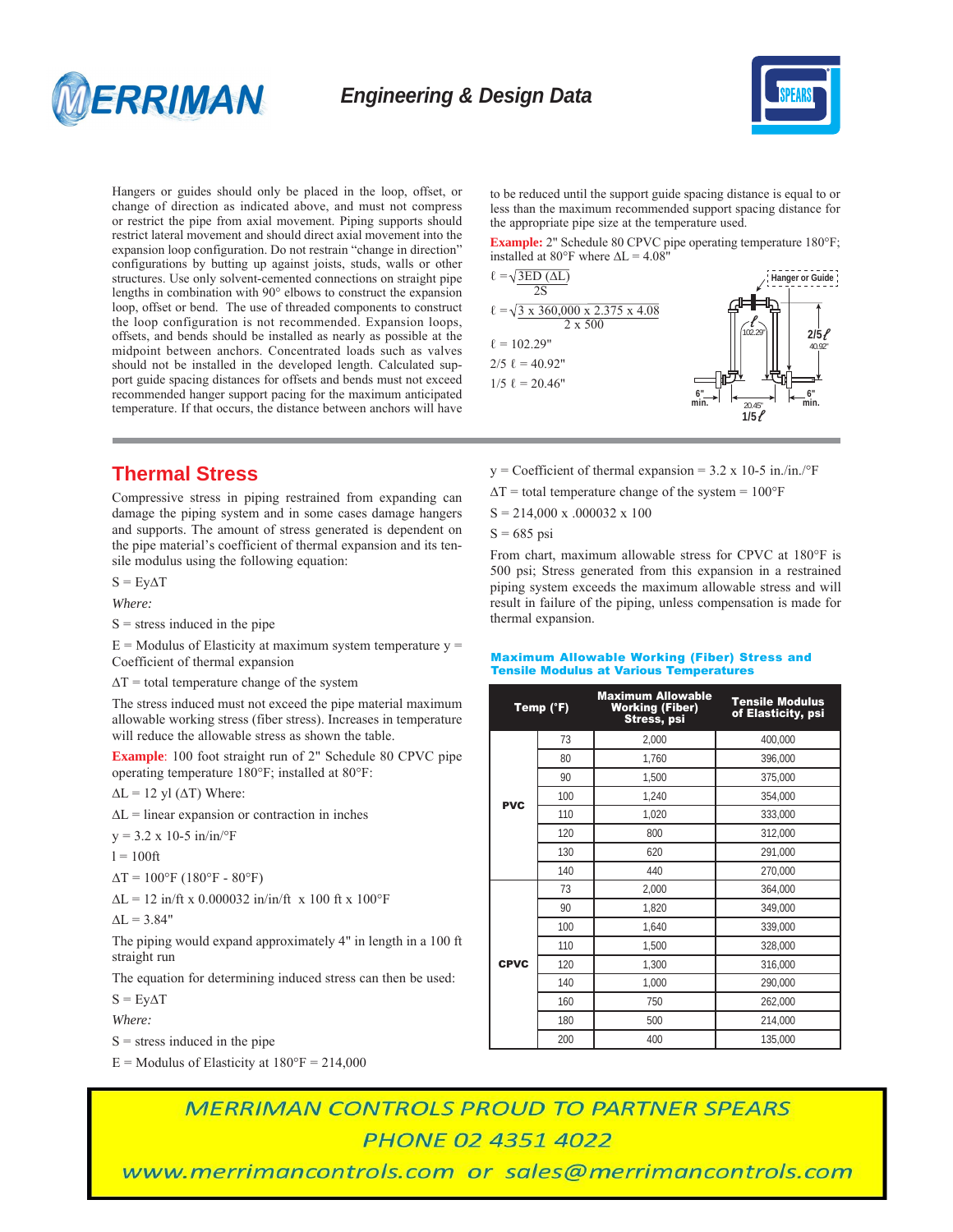Hangers or guides should only be placed in the loop, offset, or change of direction as indicated above, and must not compress or restrict the pipe from axial movement. Piping supports should restrict lateral movement and should direct axial movement into the expansion loop configuration. Do not restrain "change in direction" configurations by butting up against joists, studs, walls or other structures. Use only solvent-cemented connections on straight pipe lengths in combination with 90° elbows to construct the expansion loop, offset or bend. The use of threaded components to construct the loop configuration is not recommended. Expansion loops, offsets, and bends should be installed as nearly as possible at the midpoint between anchors. Concentrated loads such as valves should not be installed in the developed length. Calculated support guide spacing distances for offsets and bends must not exceed recommended hanger support pacing for the maximum anticipated temperature. If that occurs, the distance between anchors will have to be reduced until the support guide spacing distance is equal to or less than the maximum recommended support spacing distance for the appropriate pipe size at the temperature used.

**Example:** 2" Schedule 80 CPVC pipe operating temperature 180°F; installed at 80°F where $\Delta L = 4.08"$

$$\ell = \sqrt{\frac{3ED\,(\Delta L)}{2S}}$$

$$\ell = \sqrt{\frac{3 \times 360{,}000 \times 2.375 \times 4.08}{2 \times 500}}$$

$\ell = 102.29"$

$2/5\ \ell = 40.92"$

$1/5\ \ell = 20.46"$

Hanger or Guide

ℓ

102.29"

2/5ℓ

40.92"

6" min.

20.45"

1/5ℓ

6" min.

## Thermal Stress

Compressive stress in piping restrained from expanding can damage the piping system and in some cases damage hangers and supports. The amount of stress generated is dependent on the pipe material's coefficient of thermal expansion and its tensile modulus using the following equation:

$S = Ey\Delta T$

*Where:*

$S$ = stress induced in the pipe

$E$ = Modulus of Elasticity at maximum system temperature $y$ = Coefficient of thermal expansion

$\Delta T$ = total temperature change of the system

The stress induced must not exceed the pipe material maximum allowable working stress (fiber stress). Increases in temperature will reduce the allowable stress as shown the table.

**Example**: 100 foot straight run of 2" Schedule 80 CPVC pipe operating temperature 180°F; installed at 80°F:

$\Delta L = 12\ yl\ (\Delta T)$ Where:

$\Delta L$ = linear expansion or contraction in inches

$y = 3.2 \times 10\text{-}5$ in/in/°F

$l = 100$ft

$\Delta T = 100°F\ (180°F - 80°F)$

$\Delta L = 12$ in/ft x 0.000032 in/in/ft x 100 ft x 100°F

$\Delta L = 3.84"$

The piping would expand approximately 4" in length in a 100 ft straight run

The equation for determining induced stress can then be used:

$S = Ey\Delta T$

*Where:*

$S$ = stress induced in the pipe

$E$ = Modulus of Elasticity at 180°F = 214,000

$y$ = Coefficient of thermal expansion = $3.2 \times 10\text{-}5$ in./in./°F

$\Delta T$ = total temperature change of the system = 100°F

$S = 214{,}000 \times .000032 \times 100$

$S = 685$ psi

From chart, maximum allowable stress for CPVC at 180°F is 500 psi; Stress generated from this expansion in a restrained piping system exceeds the maximum allowable stress and will result in failure of the piping, unless compensation is made for thermal expansion.

### Maximum Allowable Working (Fiber) Stress and Tensile Modulus at Various Temperatures

| Temp (°F) | | Maximum Allowable Working (Fiber) Stress, psi | Tensile Modulus of Elasticity, psi |
|---|---|---|---|
| PVC | 73 | 2,000 | 400,000 |
| | 80 | 1,760 | 396,000 |
| | 90 | 1,500 | 375,000 |
| | 100 | 1,240 | 354,000 |
| | 110 | 1,020 | 333,000 |
| | 120 | 800 | 312,000 |
| | 130 | 620 | 291,000 |
| | 140 | 440 | 270,000 |
| CPVC | 73 | 2,000 | 364,000 |
| | 90 | 1,820 | 349,000 |
| | 100 | 1,640 | 339,000 |
| | 110 | 1,500 | 328,000 |
| | 120 | 1,300 | 316,000 |
| | 140 | 1,000 | 290,000 |
| | 160 | 750 | 262,000 |
| | 180 | 500 | 214,000 |
| | 200 | 400 | 135,000 |

MERRIMAN CONTROLS PROUD TO PARTNER SPEARS
PHONE 02 4351 4022
www.merrimancontrols.com or sales@merrimancontrols.com